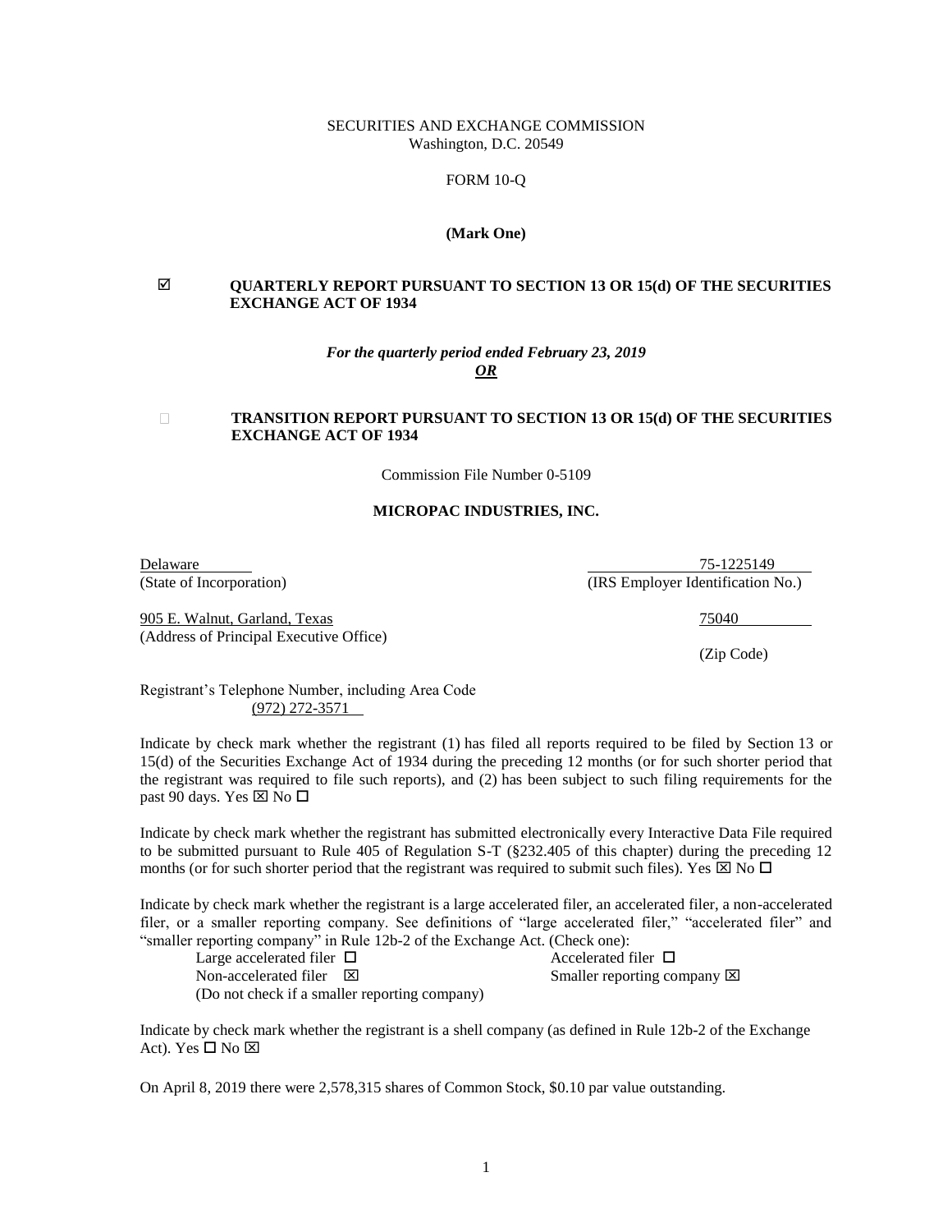SECURITIES AND EXCHANGE COMMISSION
Washington, D.C. 20549

FORM 10-Q

**(Mark One)**

☑ **QUARTERLY REPORT PURSUANT TO SECTION 13 OR 15(d) OF THE SECURITIES EXCHANGE ACT OF 1934**

***For the quarterly period ended February 23, 2019***
***OR***

☐ **TRANSITION REPORT PURSUANT TO SECTION 13 OR 15(d) OF THE SECURITIES EXCHANGE ACT OF 1934**

Commission File Number 0-5109

**MICROPAC INDUSTRIES, INC.**

| | |
|---|---|
| Delaware | 75-1225149 |
| (State of Incorporation) | (IRS Employer Identification No.) |
| 905 E. Walnut, Garland, Texas | 75040 |
| (Address of Principal Executive Office) | (Zip Code) |

Registrant's Telephone Number, including Area Code
(972) 272-3571

Indicate by check mark whether the registrant (1) has filed all reports required to be filed by Section 13 or 15(d) of the Securities Exchange Act of 1934 during the preceding 12 months (or for such shorter period that the registrant was required to file such reports), and (2) has been subject to such filing requirements for the past 90 days. Yes ☒ No ☐

Indicate by check mark whether the registrant has submitted electronically every Interactive Data File required to be submitted pursuant to Rule 405 of Regulation S-T (§232.405 of this chapter) during the preceding 12 months (or for such shorter period that the registrant was required to submit such files). Yes ☒ No ☐

Indicate by check mark whether the registrant is a large accelerated filer, an accelerated filer, a non-accelerated filer, or a smaller reporting company. See definitions of "large accelerated filer," "accelerated filer" and "smaller reporting company" in Rule 12b-2 of the Exchange Act. (Check one):

| | |
|---|---|
| Large accelerated filer ☐ | Accelerated filer ☐ |
| Non-accelerated filer ☒ | Smaller reporting company ☒ |
| (Do not check if a smaller reporting company) | |

Indicate by check mark whether the registrant is a shell company (as defined in Rule 12b-2 of the Exchange Act). Yes ☐ No ☒

On April 8, 2019 there were 2,578,315 shares of Common Stock, $0.10 par value outstanding.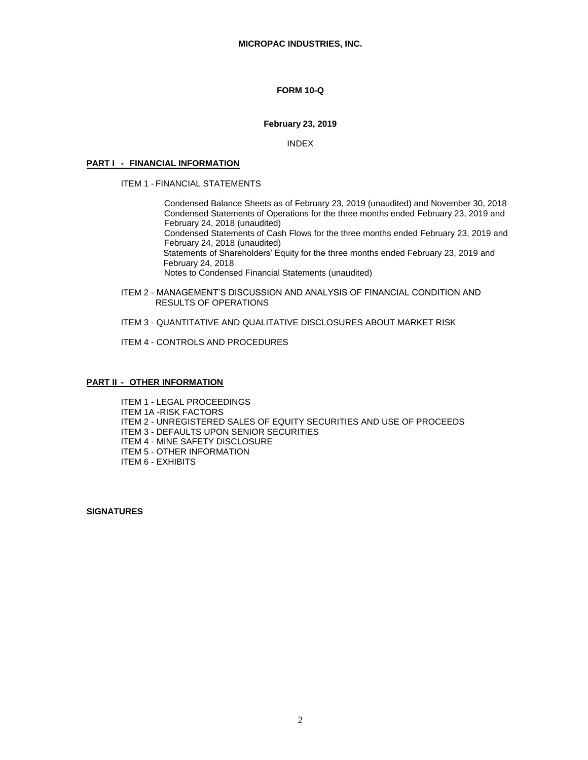**MICROPAC INDUSTRIES, INC.**

**FORM 10-Q**

**February 23, 2019**

INDEX

**PART I - FINANCIAL INFORMATION**

ITEM 1 - FINANCIAL STATEMENTS

Condensed Balance Sheets as of February 23, 2019 (unaudited) and November 30, 2018
Condensed Statements of Operations for the three months ended February 23, 2019 and February 24, 2018 (unaudited)
Condensed Statements of Cash Flows for the three months ended February 23, 2019 and February 24, 2018 (unaudited)
Statements of Shareholders' Equity for the three months ended February 23, 2019 and February 24, 2018
Notes to Condensed Financial Statements (unaudited)

ITEM 2 - MANAGEMENT'S DISCUSSION AND ANALYSIS OF FINANCIAL CONDITION AND RESULTS OF OPERATIONS

ITEM 3 - QUANTITATIVE AND QUALITATIVE DISCLOSURES ABOUT MARKET RISK

ITEM 4 - CONTROLS AND PROCEDURES

**PART II - OTHER INFORMATION**

ITEM 1 - LEGAL PROCEEDINGS
ITEM 1A -RISK FACTORS
ITEM 2 - UNREGISTERED SALES OF EQUITY SECURITIES AND USE OF PROCEEDS
ITEM 3 - DEFAULTS UPON SENIOR SECURITIES
ITEM 4 - MINE SAFETY DISCLOSURE
ITEM 5 - OTHER INFORMATION
ITEM 6 - EXHIBITS

**SIGNATURES**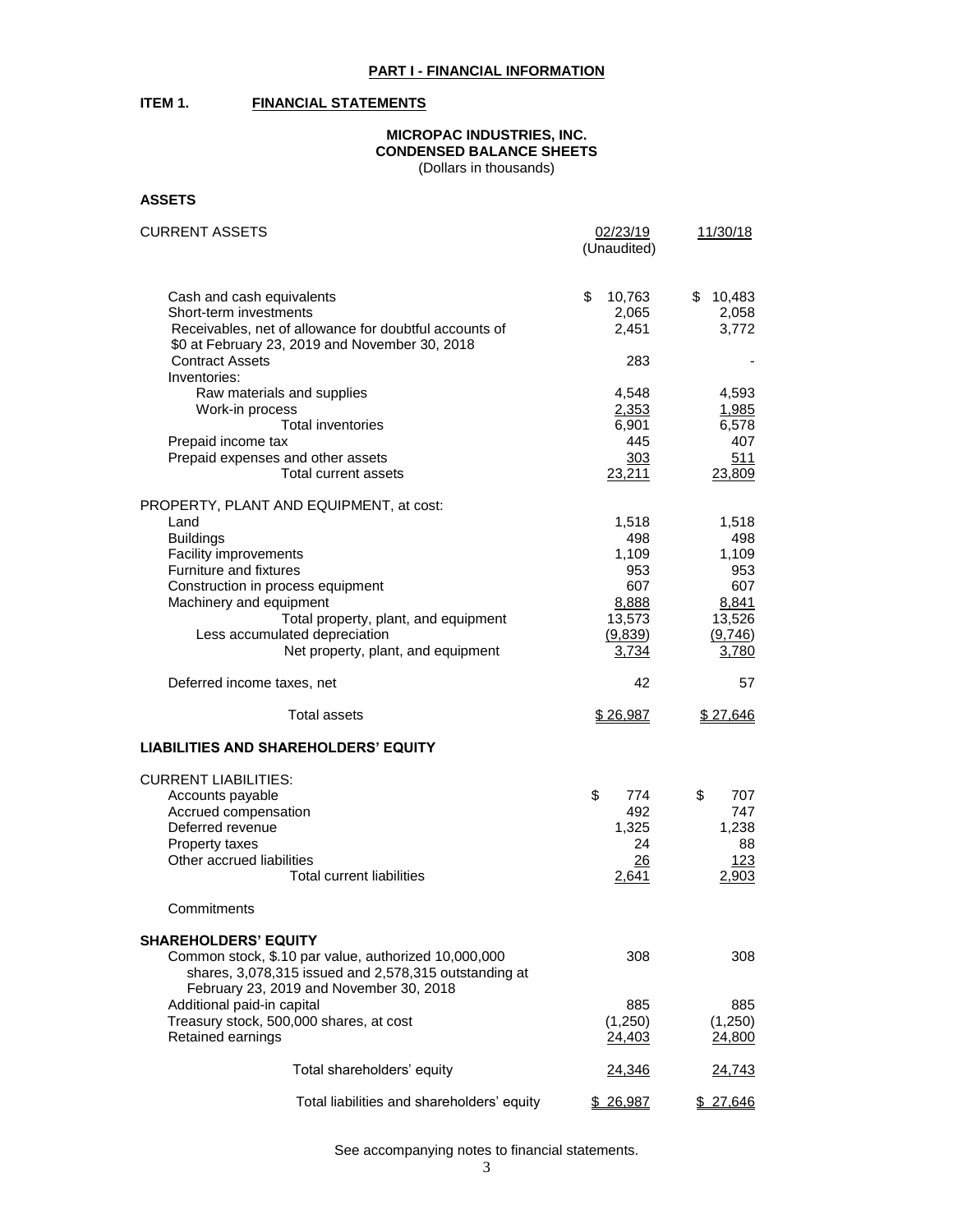**PART I - FINANCIAL INFORMATION**

**ITEM 1. FINANCIAL STATEMENTS**

**MICROPAC INDUSTRIES, INC.**
**CONDENSED BALANCE SHEETS**
(Dollars in thousands)

**ASSETS**

| CURRENT ASSETS | 02/23/19 (Unaudited) | 11/30/18 |
|---|---|---|
| Cash and cash equivalents | $ 10,763 | $ 10,483 |
| Short-term investments | 2,065 | 2,058 |
| Receivables, net of allowance for doubtful accounts of $0 at February 23, 2019 and November 30, 2018 | 2,451 | 3,772 |
| Contract Assets | 283 | - |
| Inventories: | | |
| Raw materials and supplies | 4,548 | 4,593 |
| Work-in process | 2,353 | 1,985 |
| Total inventories | 6,901 | 6,578 |
| Prepaid income tax | 445 | 407 |
| Prepaid expenses and other assets | 303 | 511 |
| Total current assets | 23,211 | 23,809 |
| PROPERTY, PLANT AND EQUIPMENT, at cost: | | |
| Land | 1,518 | 1,518 |
| Buildings | 498 | 498 |
| Facility improvements | 1,109 | 1,109 |
| Furniture and fixtures | 953 | 953 |
| Construction in process equipment | 607 | 607 |
| Machinery and equipment | 8,888 | 8,841 |
| Total property, plant, and equipment | 13,573 | 13,526 |
| Less accumulated depreciation | (9,839) | (9,746) |
| Net property, plant, and equipment | 3,734 | 3,780 |
| Deferred income taxes, net | 42 | 57 |
| Total assets | $ 26,987 | $ 27,646 |

**LIABILITIES AND SHAREHOLDERS' EQUITY**

| | 02/23/19 (Unaudited) | 11/30/18 |
|---|---|---|
| CURRENT LIABILITIES: | | |
| Accounts payable | $ 774 | $ 707 |
| Accrued compensation | 492 | 747 |
| Deferred revenue | 1,325 | 1,238 |
| Property taxes | 24 | 88 |
| Other accrued liabilities | 26 | 123 |
| Total current liabilities | 2,641 | 2,903 |
| Commitments | | |
| **SHAREHOLDERS' EQUITY** | | |
| Common stock, $.10 par value, authorized 10,000,000 shares, 3,078,315 issued and 2,578,315 outstanding at February 23, 2019 and November 30, 2018 | 308 | 308 |
| Additional paid-in capital | 885 | 885 |
| Treasury stock, 500,000 shares, at cost | (1,250) | (1,250) |
| Retained earnings | 24,403 | 24,800 |
| Total shareholders' equity | 24,346 | 24,743 |
| Total liabilities and shareholders' equity | $ 26,987 | $ 27,646 |

See accompanying notes to financial statements.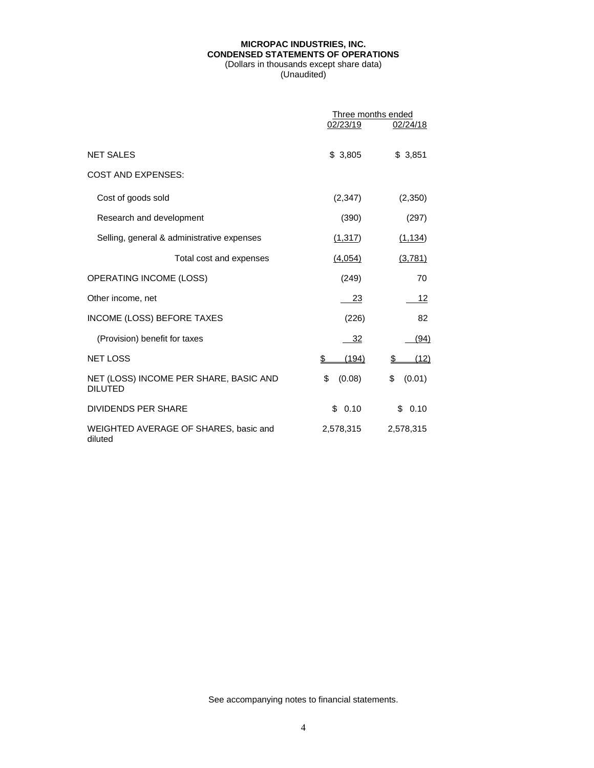**MICROPAC INDUSTRIES, INC.**
**CONDENSED STATEMENTS OF OPERATIONS**
(Dollars in thousands except share data)
(Unaudited)

| | Three months ended | |
|---|---|---|
| | 02/23/19 | 02/24/18 |
| NET SALES | $ 3,805 | $ 3,851 |
| COST AND EXPENSES: | | |
| Cost of goods sold | (2,347) | (2,350) |
| Research and development | (390) | (297) |
| Selling, general & administrative expenses | (1,317) | (1,134) |
| Total cost and expenses | (4,054) | (3,781) |
| OPERATING INCOME (LOSS) | (249) | 70 |
| Other income, net | 23 | 12 |
| INCOME (LOSS) BEFORE TAXES | (226) | 82 |
| (Provision) benefit for taxes | 32 | (94) |
| NET LOSS | $ (194) | $ (12) |
| NET (LOSS) INCOME PER SHARE, BASIC AND DILUTED | $ (0.08) | $ (0.01) |
| DIVIDENDS PER SHARE | $ 0.10 | $ 0.10 |
| WEIGHTED AVERAGE OF SHARES, basic and diluted | 2,578,315 | 2,578,315 |

See accompanying notes to financial statements.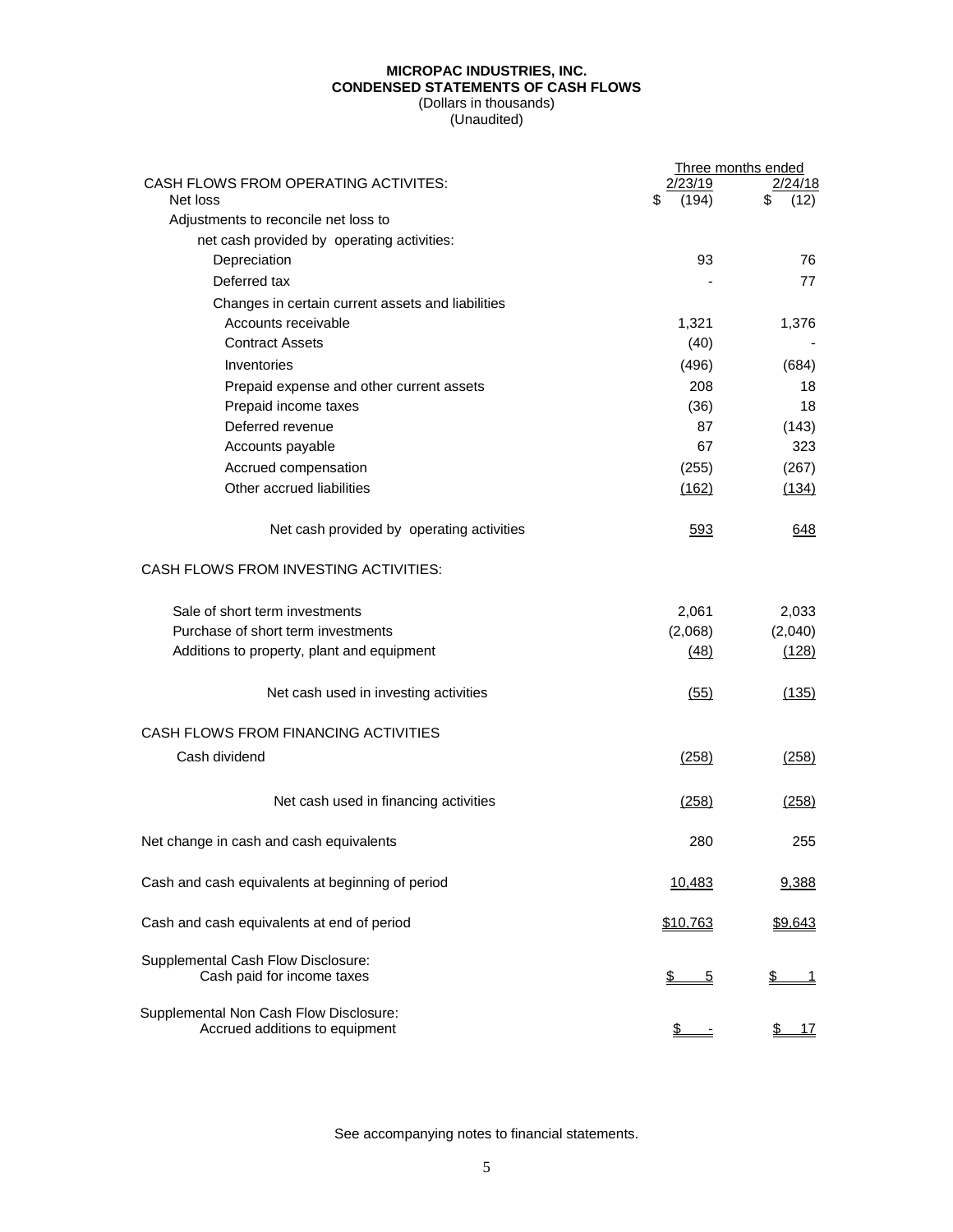**MICROPAC INDUSTRIES, INC.**
**CONDENSED STATEMENTS OF CASH FLOWS**
(Dollars in thousands)
(Unaudited)

| | Three months ended | |
|---|---|---|
| CASH FLOWS FROM OPERATING ACTIVITES: | 2/23/19 | 2/24/18 |
| Net loss | $ (194) | $ (12) |
| Adjustments to reconcile net loss to | | |
| net cash provided by operating activities: | | |
| Depreciation | 93 | 76 |
| Deferred tax | - | 77 |
| Changes in certain current assets and liabilities | | |
| Accounts receivable | 1,321 | 1,376 |
| Contract Assets | (40) | - |
| Inventories | (496) | (684) |
| Prepaid expense and other current assets | 208 | 18 |
| Prepaid income taxes | (36) | 18 |
| Deferred revenue | 87 | (143) |
| Accounts payable | 67 | 323 |
| Accrued compensation | (255) | (267) |
| Other accrued liabilities | (162) | (134) |
| Net cash provided by operating activities | 593 | 648 |
| CASH FLOWS FROM INVESTING ACTIVITIES: | | |
| Sale of short term investments | 2,061 | 2,033 |
| Purchase of short term investments | (2,068) | (2,040) |
| Additions to property, plant and equipment | (48) | (128) |
| Net cash used in investing activities | (55) | (135) |
| CASH FLOWS FROM FINANCING ACTIVITIES | | |
| Cash dividend | (258) | (258) |
| Net cash used in financing activities | (258) | (258) |
| Net change in cash and cash equivalents | 280 | 255 |
| Cash and cash equivalents at beginning of period | 10,483 | 9,388 |
| Cash and cash equivalents at end of period | $10,763 | $9,643 |
| Supplemental Cash Flow Disclosure: | | |
| Cash paid for income taxes | $ 5 | $ 1 |
| Supplemental Non Cash Flow Disclosure: | | |
| Accrued additions to equipment | $ - | $ 17 |

See accompanying notes to financial statements.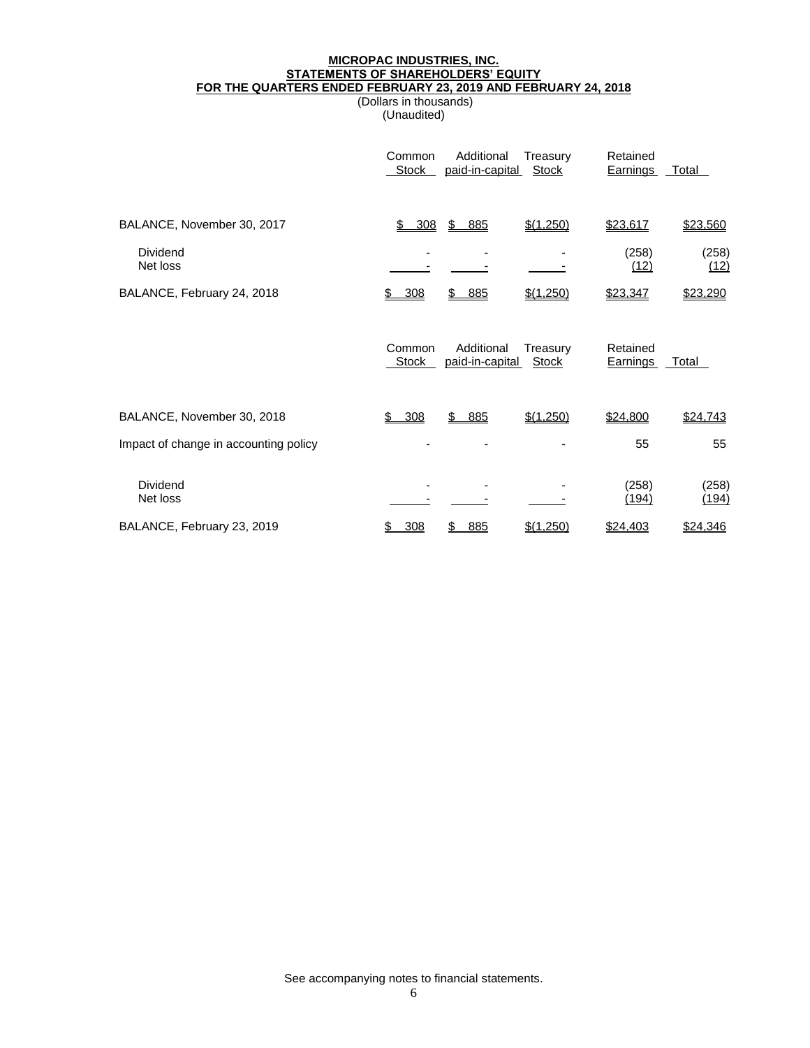**MICROPAC INDUSTRIES, INC.**
**STATEMENTS OF SHAREHOLDERS' EQUITY**
**FOR THE QUARTERS ENDED FEBRUARY 23, 2019 AND FEBRUARY 24, 2018**
(Dollars in thousands)
(Unaudited)

| | Common Stock | Additional paid-in-capital | Treasury Stock | Retained Earnings | Total |
|---|---|---|---|---|---|
| BALANCE, November 30, 2017 | $ 308 | $ 885 | $(1,250) | $23,617 | $23,560 |
| Dividend | - | - | - | (258) | (258) |
| Net loss | - | - | - | (12) | (12) |
| BALANCE, February 24, 2018 | $ 308 | $ 885 | $(1,250) | $23,347 | $23,290 |

| | Common Stock | Additional paid-in-capital | Treasury Stock | Retained Earnings | Total |
|---|---|---|---|---|---|
| BALANCE, November 30, 2018 | $ 308 | $ 885 | $(1,250) | $24,800 | $24,743 |
| Impact of change in accounting policy | - | - | - | 55 | 55 |
| Dividend | - | - | - | (258) | (258) |
| Net loss | - | - | - | (194) | (194) |
| BALANCE, February 23, 2019 | $ 308 | $ 885 | $(1,250) | $24,403 | $24,346 |

See accompanying notes to financial statements.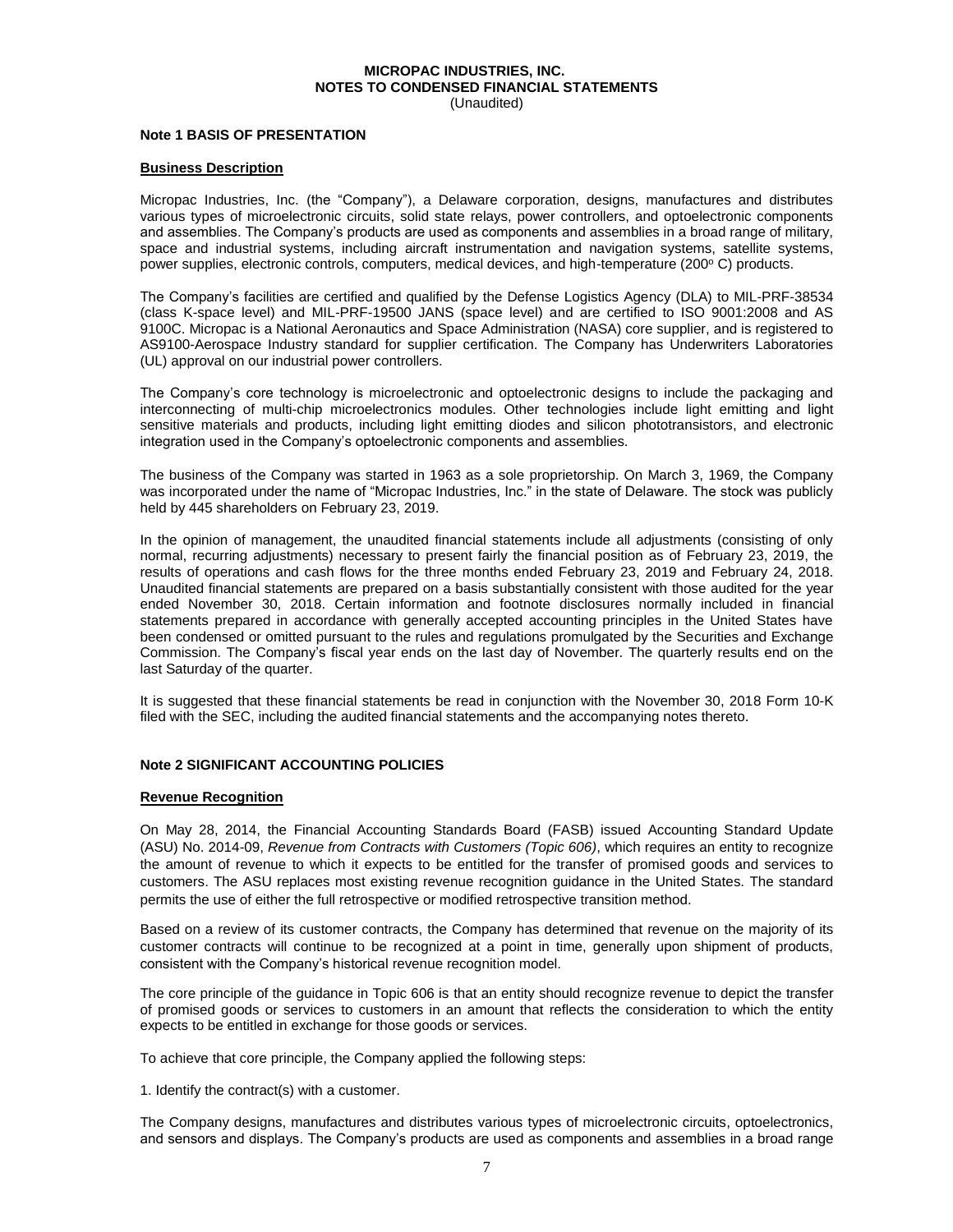# MICROPAC INDUSTRIES, INC.
## NOTES TO CONDENSED FINANCIAL STATEMENTS
(Unaudited)

### Note 1 BASIS OF PRESENTATION

**Business Description**

Micropac Industries, Inc. (the "Company"), a Delaware corporation, designs, manufactures and distributes various types of microelectronic circuits, solid state relays, power controllers, and optoelectronic components and assemblies. The Company's products are used as components and assemblies in a broad range of military, space and industrial systems, including aircraft instrumentation and navigation systems, satellite systems, power supplies, electronic controls, computers, medical devices, and high-temperature (200º C) products.

The Company's facilities are certified and qualified by the Defense Logistics Agency (DLA) to MIL-PRF-38534 (class K-space level) and MIL-PRF-19500 JANS (space level) and are certified to ISO 9001:2008 and AS 9100C. Micropac is a National Aeronautics and Space Administration (NASA) core supplier, and is registered to AS9100-Aerospace Industry standard for supplier certification. The Company has Underwriters Laboratories (UL) approval on our industrial power controllers.

The Company's core technology is microelectronic and optoelectronic designs to include the packaging and interconnecting of multi-chip microelectronics modules. Other technologies include light emitting and light sensitive materials and products, including light emitting diodes and silicon phototransistors, and electronic integration used in the Company's optoelectronic components and assemblies.

The business of the Company was started in 1963 as a sole proprietorship. On March 3, 1969, the Company was incorporated under the name of "Micropac Industries, Inc." in the state of Delaware. The stock was publicly held by 445 shareholders on February 23, 2019.

In the opinion of management, the unaudited financial statements include all adjustments (consisting of only normal, recurring adjustments) necessary to present fairly the financial position as of February 23, 2019, the results of operations and cash flows for the three months ended February 23, 2019 and February 24, 2018. Unaudited financial statements are prepared on a basis substantially consistent with those audited for the year ended November 30, 2018. Certain information and footnote disclosures normally included in financial statements prepared in accordance with generally accepted accounting principles in the United States have been condensed or omitted pursuant to the rules and regulations promulgated by the Securities and Exchange Commission. The Company's fiscal year ends on the last day of November. The quarterly results end on the last Saturday of the quarter.

It is suggested that these financial statements be read in conjunction with the November 30, 2018 Form 10-K filed with the SEC, including the audited financial statements and the accompanying notes thereto.

### Note 2 SIGNIFICANT ACCOUNTING POLICIES

**Revenue Recognition**

On May 28, 2014, the Financial Accounting Standards Board (FASB) issued Accounting Standard Update (ASU) No. 2014-09, *Revenue from Contracts with Customers (Topic 606)*, which requires an entity to recognize the amount of revenue to which it expects to be entitled for the transfer of promised goods and services to customers. The ASU replaces most existing revenue recognition guidance in the United States. The standard permits the use of either the full retrospective or modified retrospective transition method.

Based on a review of its customer contracts, the Company has determined that revenue on the majority of its customer contracts will continue to be recognized at a point in time, generally upon shipment of products, consistent with the Company's historical revenue recognition model.

The core principle of the guidance in Topic 606 is that an entity should recognize revenue to depict the transfer of promised goods or services to customers in an amount that reflects the consideration to which the entity expects to be entitled in exchange for those goods or services.

To achieve that core principle, the Company applied the following steps:

1. Identify the contract(s) with a customer.

The Company designs, manufactures and distributes various types of microelectronic circuits, optoelectronics, and sensors and displays. The Company's products are used as components and assemblies in a broad range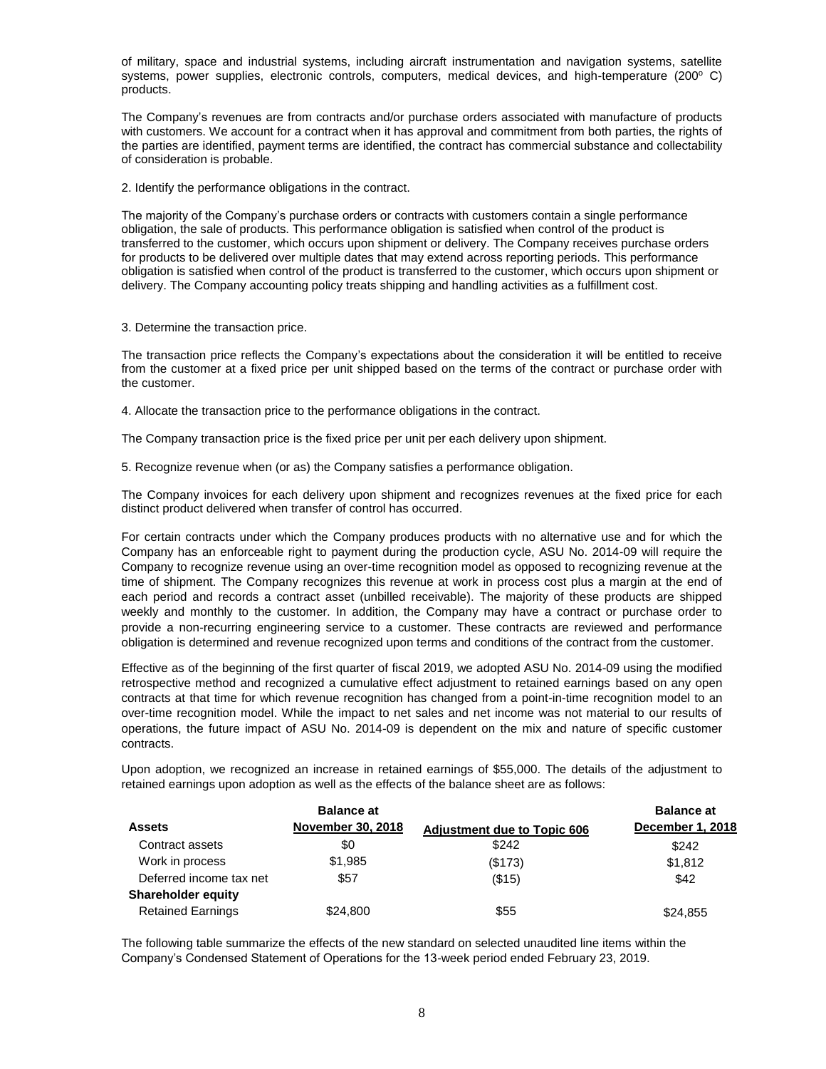of military, space and industrial systems, including aircraft instrumentation and navigation systems, satellite systems, power supplies, electronic controls, computers, medical devices, and high-temperature (200° C) products.

The Company's revenues are from contracts and/or purchase orders associated with manufacture of products with customers. We account for a contract when it has approval and commitment from both parties, the rights of the parties are identified, payment terms are identified, the contract has commercial substance and collectability of consideration is probable.

2. Identify the performance obligations in the contract.

The majority of the Company's purchase orders or contracts with customers contain a single performance obligation, the sale of products. This performance obligation is satisfied when control of the product is transferred to the customer, which occurs upon shipment or delivery. The Company receives purchase orders for products to be delivered over multiple dates that may extend across reporting periods. This performance obligation is satisfied when control of the product is transferred to the customer, which occurs upon shipment or delivery. The Company accounting policy treats shipping and handling activities as a fulfillment cost.

3. Determine the transaction price.

The transaction price reflects the Company's expectations about the consideration it will be entitled to receive from the customer at a fixed price per unit shipped based on the terms of the contract or purchase order with the customer.

4. Allocate the transaction price to the performance obligations in the contract.

The Company transaction price is the fixed price per unit per each delivery upon shipment.

5. Recognize revenue when (or as) the Company satisfies a performance obligation.

The Company invoices for each delivery upon shipment and recognizes revenues at the fixed price for each distinct product delivered when transfer of control has occurred.

For certain contracts under which the Company produces products with no alternative use and for which the Company has an enforceable right to payment during the production cycle, ASU No. 2014-09 will require the Company to recognize revenue using an over-time recognition model as opposed to recognizing revenue at the time of shipment. The Company recognizes this revenue at work in process cost plus a margin at the end of each period and records a contract asset (unbilled receivable). The majority of these products are shipped weekly and monthly to the customer. In addition, the Company may have a contract or purchase order to provide a non-recurring engineering service to a customer. These contracts are reviewed and performance obligation is determined and revenue recognized upon terms and conditions of the contract from the customer.

Effective as of the beginning of the first quarter of fiscal 2019, we adopted ASU No. 2014-09 using the modified retrospective method and recognized a cumulative effect adjustment to retained earnings based on any open contracts at that time for which revenue recognition has changed from a point-in-time recognition model to an over-time recognition model. While the impact to net sales and net income was not material to our results of operations, the future impact of ASU No. 2014-09 is dependent on the mix and nature of specific customer contracts.

Upon adoption, we recognized an increase in retained earnings of $55,000. The details of the adjustment to retained earnings upon adoption as well as the effects of the balance sheet are as follows:

| Assets | Balance at November 30, 2018 | Adjustment due to Topic 606 | Balance at December 1, 2018 |
|---|---|---|---|
| Contract assets | $0 | $242 | $242 |
| Work in process | $1,985 | ($173) | $1,812 |
| Deferred income tax net | $57 | ($15) | $42 |
| **Shareholder equity** | | | |
| Retained Earnings | $24,800 | $55 | $24,855 |

The following table summarize the effects of the new standard on selected unaudited line items within the Company's Condensed Statement of Operations for the 13-week period ended February 23, 2019.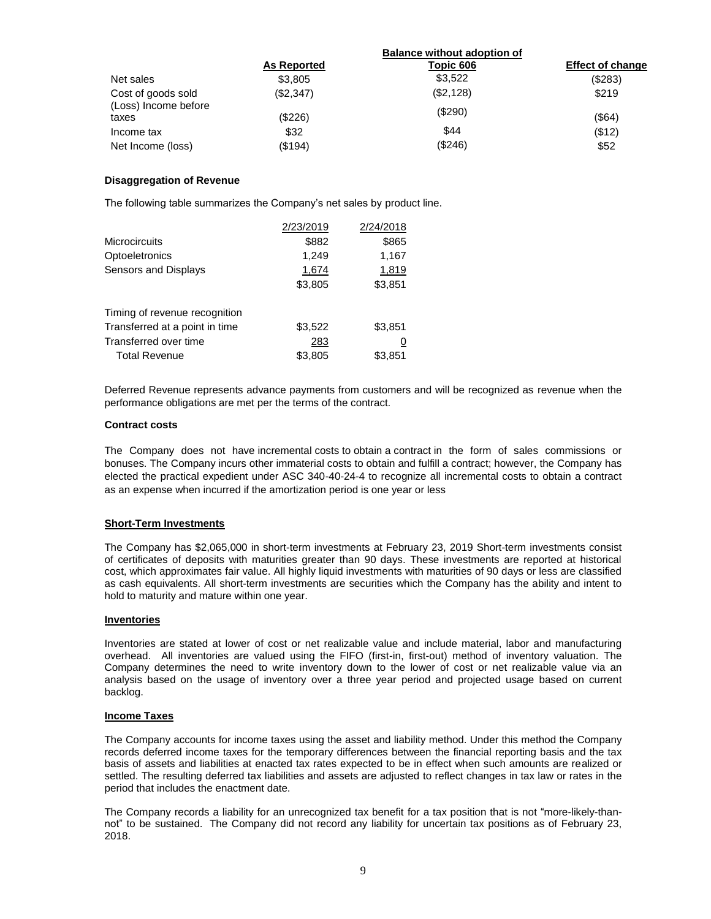| | As Reported | Balance without adoption of Topic 606 | Effect of change |
|---|---|---|---|
| Net sales | $3,805 | $3,522 | ($283) |
| Cost of goods sold | ($2,347) | ($2,128) | $219 |
| (Loss) Income before taxes | ($226) | ($290) | ($64) |
| Income tax | $32 | $44 | ($12) |
| Net Income (loss) | ($194) | ($246) | $52 |

**Disaggregation of Revenue**

The following table summarizes the Company's net sales by product line.

| | 2/23/2019 | 2/24/2018 |
|---|---|---|
| Microcircuits | $882 | $865 |
| Optoeletronics | 1,249 | 1,167 |
| Sensors and Displays | 1,674 | 1,819 |
| | $3,805 | $3,851 |
| | | |
| Timing of revenue recognition | | |
| Transferred at a point in time | $3,522 | $3,851 |
| Transferred over time | 283 | 0 |
| Total Revenue | $3,805 | $3,851 |

Deferred Revenue represents advance payments from customers and will be recognized as revenue when the performance obligations are met per the terms of the contract.

**Contract costs**

The Company does not have incremental costs to obtain a contract in the form of sales commissions or bonuses. The Company incurs other immaterial costs to obtain and fulfill a contract; however, the Company has elected the practical expedient under ASC 340-40-24-4 to recognize all incremental costs to obtain a contract as an expense when incurred if the amortization period is one year or less

**Short-Term Investments**

The Company has $2,065,000 in short-term investments at February 23, 2019 Short-term investments consist of certificates of deposits with maturities greater than 90 days. These investments are reported at historical cost, which approximates fair value. All highly liquid investments with maturities of 90 days or less are classified as cash equivalents. All short-term investments are securities which the Company has the ability and intent to hold to maturity and mature within one year.

**Inventories**

Inventories are stated at lower of cost or net realizable value and include material, labor and manufacturing overhead. All inventories are valued using the FIFO (first-in, first-out) method of inventory valuation. The Company determines the need to write inventory down to the lower of cost or net realizable value via an analysis based on the usage of inventory over a three year period and projected usage based on current backlog.

**Income Taxes**

The Company accounts for income taxes using the asset and liability method. Under this method the Company records deferred income taxes for the temporary differences between the financial reporting basis and the tax basis of assets and liabilities at enacted tax rates expected to be in effect when such amounts are realized or settled. The resulting deferred tax liabilities and assets are adjusted to reflect changes in tax law or rates in the period that includes the enactment date.

The Company records a liability for an unrecognized tax benefit for a tax position that is not "more-likely-than-not" to be sustained. The Company did not record any liability for uncertain tax positions as of February 23, 2018.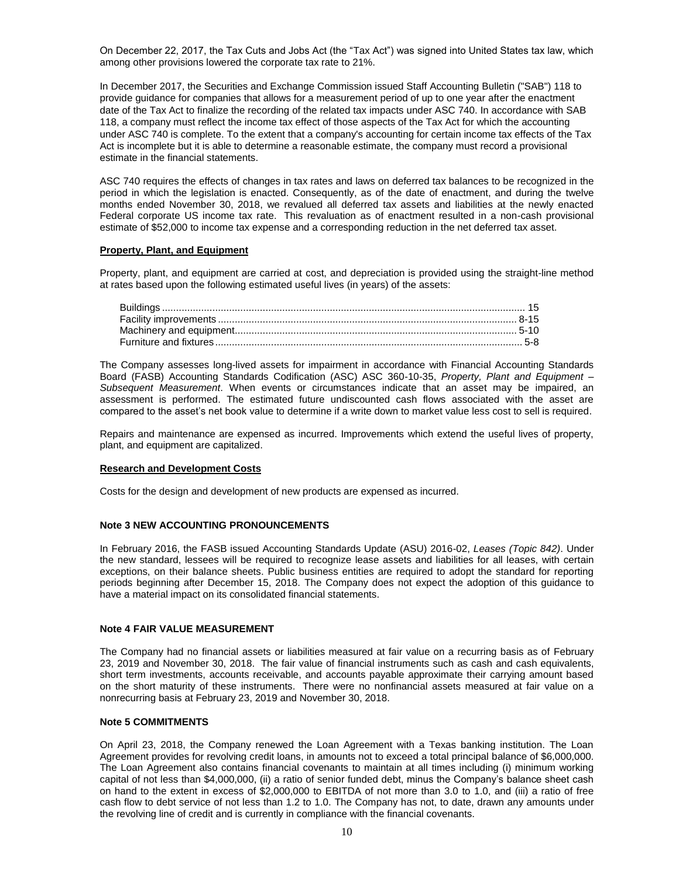On December 22, 2017, the Tax Cuts and Jobs Act (the "Tax Act") was signed into United States tax law, which among other provisions lowered the corporate tax rate to 21%.

In December 2017, the Securities and Exchange Commission issued Staff Accounting Bulletin ("SAB") 118 to provide guidance for companies that allows for a measurement period of up to one year after the enactment date of the Tax Act to finalize the recording of the related tax impacts under ASC 740. In accordance with SAB 118, a company must reflect the income tax effect of those aspects of the Tax Act for which the accounting under ASC 740 is complete. To the extent that a company's accounting for certain income tax effects of the Tax Act is incomplete but it is able to determine a reasonable estimate, the company must record a provisional estimate in the financial statements.

ASC 740 requires the effects of changes in tax rates and laws on deferred tax balances to be recognized in the period in which the legislation is enacted. Consequently, as of the date of enactment, and during the twelve months ended November 30, 2018, we revalued all deferred tax assets and liabilities at the newly enacted Federal corporate US income tax rate. This revaluation as of enactment resulted in a non-cash provisional estimate of $52,000 to income tax expense and a corresponding reduction in the net deferred tax asset.

**Property, Plant, and Equipment**

Property, plant, and equipment are carried at cost, and depreciation is provided using the straight-line method at rates based upon the following estimated useful lives (in years) of the assets:

| | |
|---|---|
| Buildings | 15 |
| Facility improvements | 8-15 |
| Machinery and equipment | 5-10 |
| Furniture and fixtures | 5-8 |

The Company assesses long-lived assets for impairment in accordance with Financial Accounting Standards Board (FASB) Accounting Standards Codification (ASC) ASC 360-10-35, *Property, Plant and Equipment – Subsequent Measurement*. When events or circumstances indicate that an asset may be impaired, an assessment is performed. The estimated future undiscounted cash flows associated with the asset are compared to the asset's net book value to determine if a write down to market value less cost to sell is required.

Repairs and maintenance are expensed as incurred. Improvements which extend the useful lives of property, plant, and equipment are capitalized.

**Research and Development Costs**

Costs for the design and development of new products are expensed as incurred.

**Note 3 NEW ACCOUNTING PRONOUNCEMENTS**

In February 2016, the FASB issued Accounting Standards Update (ASU) 2016-02, *Leases (Topic 842)*. Under the new standard, lessees will be required to recognize lease assets and liabilities for all leases, with certain exceptions, on their balance sheets. Public business entities are required to adopt the standard for reporting periods beginning after December 15, 2018. The Company does not expect the adoption of this guidance to have a material impact on its consolidated financial statements.

**Note 4 FAIR VALUE MEASUREMENT**

The Company had no financial assets or liabilities measured at fair value on a recurring basis as of February 23, 2019 and November 30, 2018. The fair value of financial instruments such as cash and cash equivalents, short term investments, accounts receivable, and accounts payable approximate their carrying amount based on the short maturity of these instruments. There were no nonfinancial assets measured at fair value on a nonrecurring basis at February 23, 2019 and November 30, 2018.

**Note 5 COMMITMENTS**

On April 23, 2018, the Company renewed the Loan Agreement with a Texas banking institution. The Loan Agreement provides for revolving credit loans, in amounts not to exceed a total principal balance of $6,000,000. The Loan Agreement also contains financial covenants to maintain at all times including (i) minimum working capital of not less than $4,000,000, (ii) a ratio of senior funded debt, minus the Company's balance sheet cash on hand to the extent in excess of $2,000,000 to EBITDA of not more than 3.0 to 1.0, and (iii) a ratio of free cash flow to debt service of not less than 1.2 to 1.0. The Company has not, to date, drawn any amounts under the revolving line of credit and is currently in compliance with the financial covenants.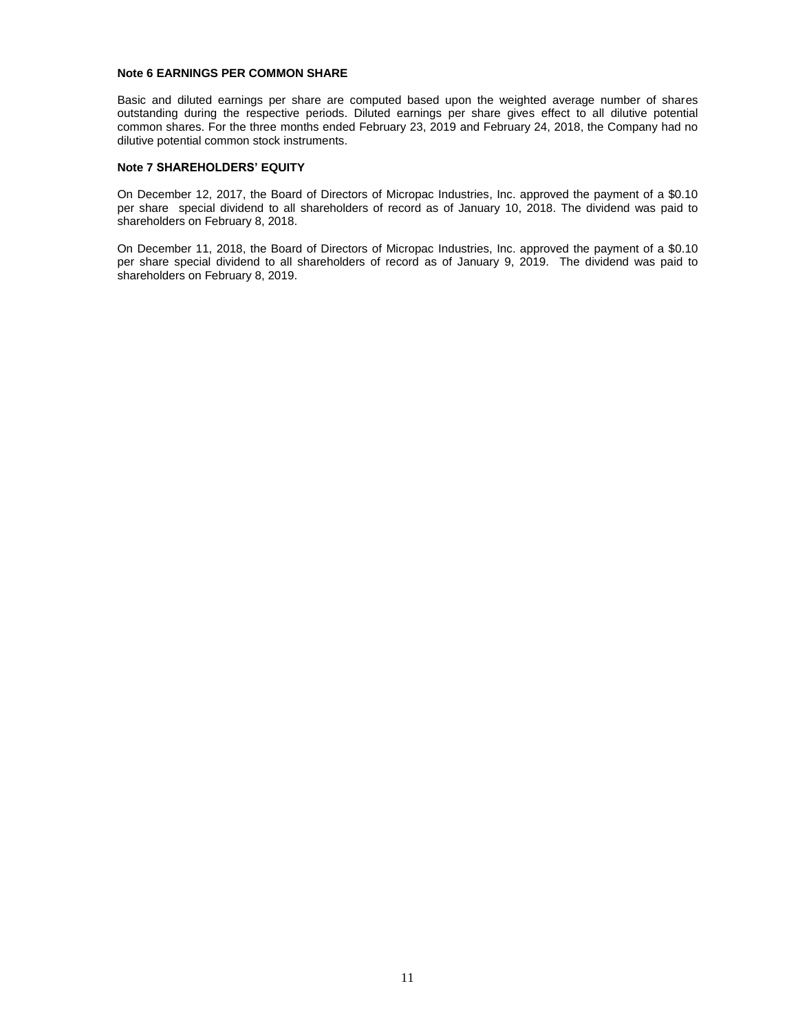### Note 6 EARNINGS PER COMMON SHARE

Basic and diluted earnings per share are computed based upon the weighted average number of shares outstanding during the respective periods. Diluted earnings per share gives effect to all dilutive potential common shares. For the three months ended February 23, 2019 and February 24, 2018, the Company had no dilutive potential common stock instruments.

### Note 7 SHAREHOLDERS' EQUITY

On December 12, 2017, the Board of Directors of Micropac Industries, Inc. approved the payment of a $0.10 per share special dividend to all shareholders of record as of January 10, 2018. The dividend was paid to shareholders on February 8, 2018.

On December 11, 2018, the Board of Directors of Micropac Industries, Inc. approved the payment of a $0.10 per share special dividend to all shareholders of record as of January 9, 2019. The dividend was paid to shareholders on February 8, 2019.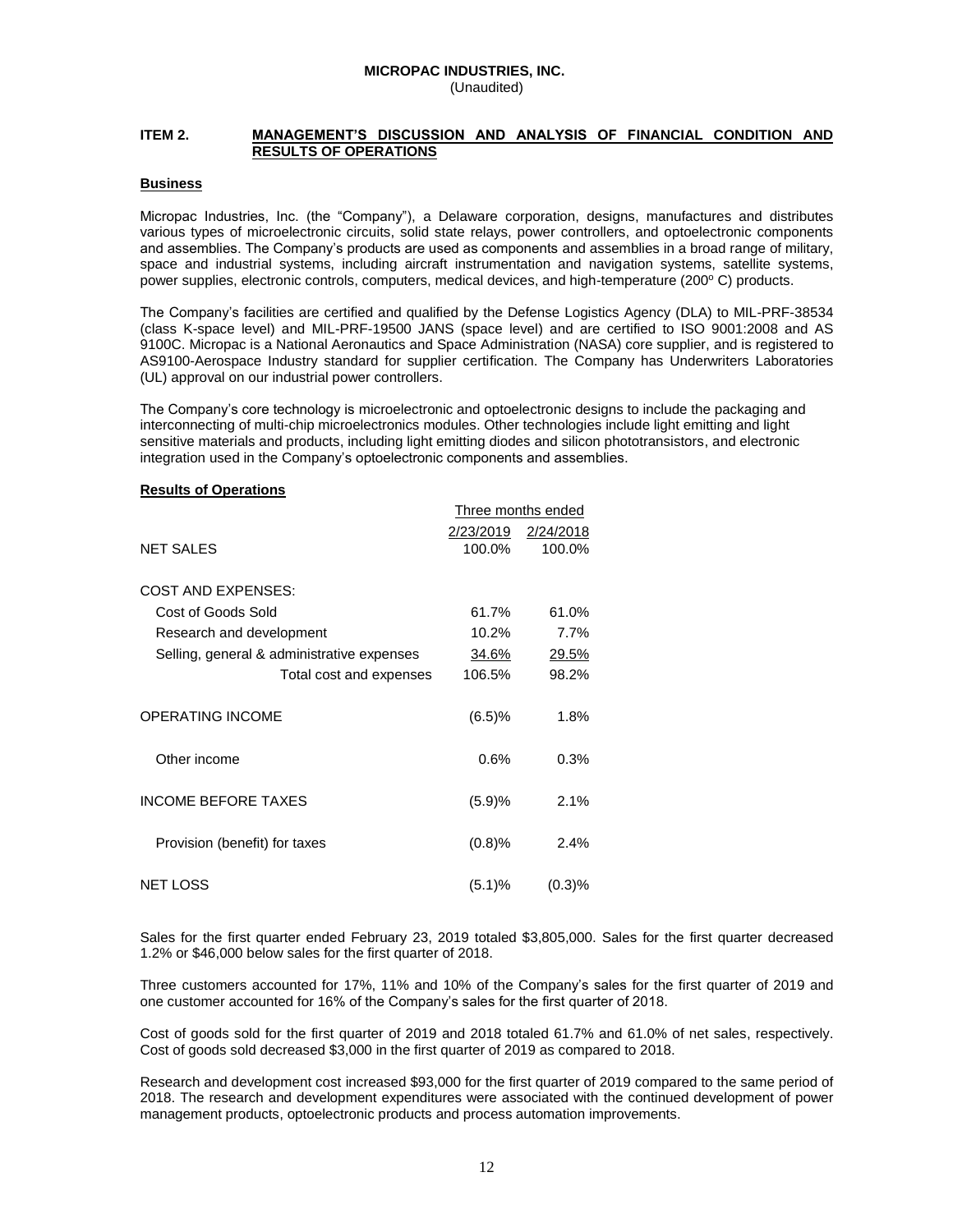**MICROPAC INDUSTRIES, INC.**
(Unaudited)

## ITEM 2. MANAGEMENT'S DISCUSSION AND ANALYSIS OF FINANCIAL CONDITION AND RESULTS OF OPERATIONS

### Business

Micropac Industries, Inc. (the "Company"), a Delaware corporation, designs, manufactures and distributes various types of microelectronic circuits, solid state relays, power controllers, and optoelectronic components and assemblies. The Company's products are used as components and assemblies in a broad range of military, space and industrial systems, including aircraft instrumentation and navigation systems, satellite systems, power supplies, electronic controls, computers, medical devices, and high-temperature (200º C) products.

The Company's facilities are certified and qualified by the Defense Logistics Agency (DLA) to MIL-PRF-38534 (class K-space level) and MIL-PRF-19500 JANS (space level) and are certified to ISO 9001:2008 and AS 9100C. Micropac is a National Aeronautics and Space Administration (NASA) core supplier, and is registered to AS9100-Aerospace Industry standard for supplier certification. The Company has Underwriters Laboratories (UL) approval on our industrial power controllers.

The Company's core technology is microelectronic and optoelectronic designs to include the packaging and interconnecting of multi-chip microelectronics modules. Other technologies include light emitting and light sensitive materials and products, including light emitting diodes and silicon phototransistors, and electronic integration used in the Company's optoelectronic components and assemblies.

### Results of Operations

| | Three months ended | |
|---|---|---|
| | 2/23/2019 | 2/24/2018 |
| NET SALES | 100.0% | 100.0% |
| COST AND EXPENSES: | | |
| Cost of Goods Sold | 61.7% | 61.0% |
| Research and development | 10.2% | 7.7% |
| Selling, general & administrative expenses | 34.6% | 29.5% |
| Total cost and expenses | 106.5% | 98.2% |
| OPERATING INCOME | (6.5)% | 1.8% |
| Other income | 0.6% | 0.3% |
| INCOME BEFORE TAXES | (5.9)% | 2.1% |
| Provision (benefit) for taxes | (0.8)% | 2.4% |
| NET LOSS | (5.1)% | (0.3)% |

Sales for the first quarter ended February 23, 2019 totaled $3,805,000. Sales for the first quarter decreased 1.2% or $46,000 below sales for the first quarter of 2018.

Three customers accounted for 17%, 11% and 10% of the Company's sales for the first quarter of 2019 and one customer accounted for 16% of the Company's sales for the first quarter of 2018.

Cost of goods sold for the first quarter of 2019 and 2018 totaled 61.7% and 61.0% of net sales, respectively. Cost of goods sold decreased $3,000 in the first quarter of 2019 as compared to 2018.

Research and development cost increased $93,000 for the first quarter of 2019 compared to the same period of 2018. The research and development expenditures were associated with the continued development of power management products, optoelectronic products and process automation improvements.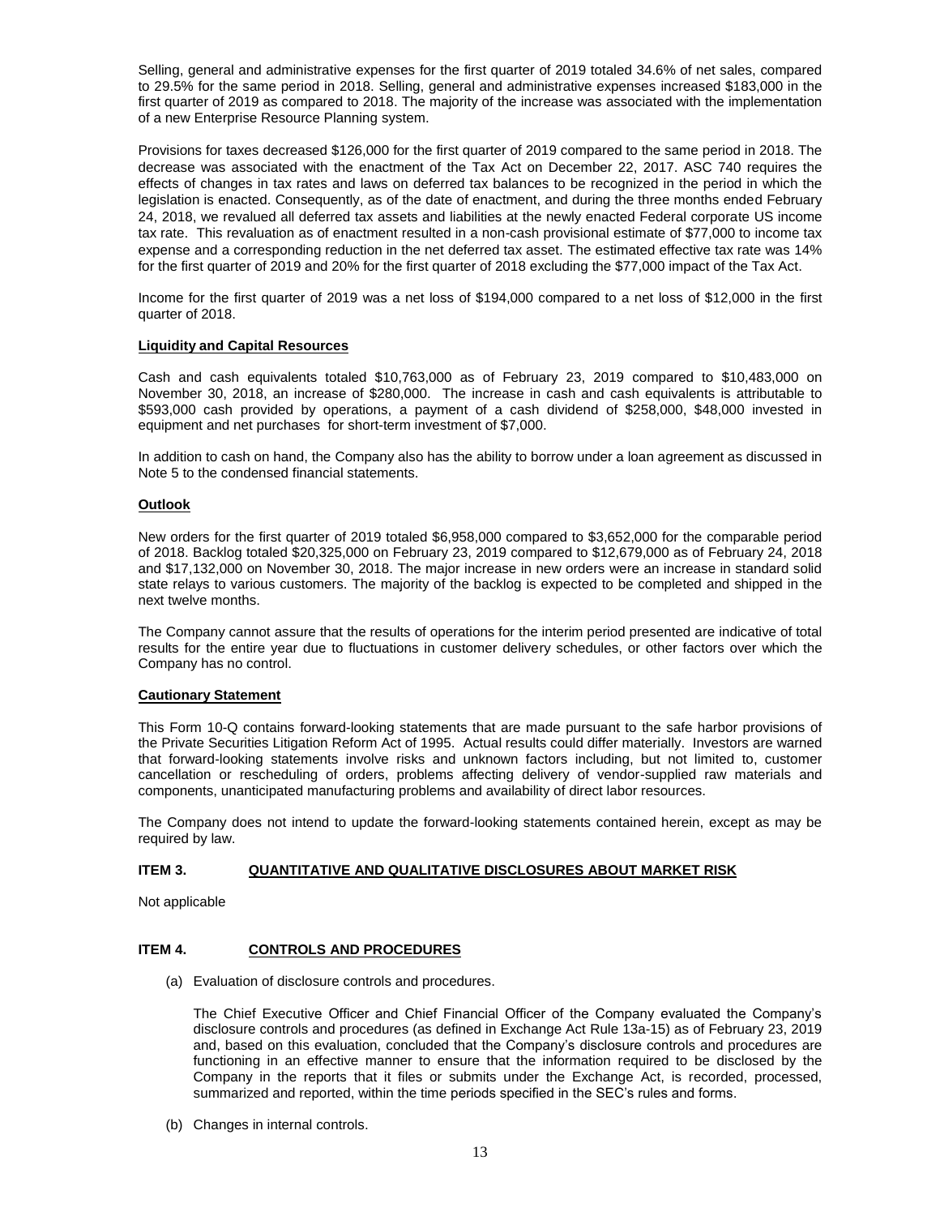Selling, general and administrative expenses for the first quarter of 2019 totaled 34.6% of net sales, compared to 29.5% for the same period in 2018. Selling, general and administrative expenses increased $183,000 in the first quarter of 2019 as compared to 2018. The majority of the increase was associated with the implementation of a new Enterprise Resource Planning system.

Provisions for taxes decreased $126,000 for the first quarter of 2019 compared to the same period in 2018. The decrease was associated with the enactment of the Tax Act on December 22, 2017. ASC 740 requires the effects of changes in tax rates and laws on deferred tax balances to be recognized in the period in which the legislation is enacted. Consequently, as of the date of enactment, and during the three months ended February 24, 2018, we revalued all deferred tax assets and liabilities at the newly enacted Federal corporate US income tax rate. This revaluation as of enactment resulted in a non-cash provisional estimate of $77,000 to income tax expense and a corresponding reduction in the net deferred tax asset. The estimated effective tax rate was 14% for the first quarter of 2019 and 20% for the first quarter of 2018 excluding the $77,000 impact of the Tax Act.

Income for the first quarter of 2019 was a net loss of $194,000 compared to a net loss of $12,000 in the first quarter of 2018.

## Liquidity and Capital Resources

Cash and cash equivalents totaled $10,763,000 as of February 23, 2019 compared to $10,483,000 on November 30, 2018, an increase of $280,000. The increase in cash and cash equivalents is attributable to $593,000 cash provided by operations, a payment of a cash dividend of $258,000, $48,000 invested in equipment and net purchases for short-term investment of $7,000.

In addition to cash on hand, the Company also has the ability to borrow under a loan agreement as discussed in Note 5 to the condensed financial statements.

## Outlook

New orders for the first quarter of 2019 totaled $6,958,000 compared to $3,652,000 for the comparable period of 2018. Backlog totaled $20,325,000 on February 23, 2019 compared to $12,679,000 as of February 24, 2018 and $17,132,000 on November 30, 2018. The major increase in new orders were an increase in standard solid state relays to various customers. The majority of the backlog is expected to be completed and shipped in the next twelve months.

The Company cannot assure that the results of operations for the interim period presented are indicative of total results for the entire year due to fluctuations in customer delivery schedules, or other factors over which the Company has no control.

## Cautionary Statement

This Form 10-Q contains forward-looking statements that are made pursuant to the safe harbor provisions of the Private Securities Litigation Reform Act of 1995. Actual results could differ materially. Investors are warned that forward-looking statements involve risks and unknown factors including, but not limited to, customer cancellation or rescheduling of orders, problems affecting delivery of vendor-supplied raw materials and components, unanticipated manufacturing problems and availability of direct labor resources.

The Company does not intend to update the forward-looking statements contained herein, except as may be required by law.

## ITEM 3. QUANTITATIVE AND QUALITATIVE DISCLOSURES ABOUT MARKET RISK

Not applicable

## ITEM 4. CONTROLS AND PROCEDURES

(a) Evaluation of disclosure controls and procedures.

The Chief Executive Officer and Chief Financial Officer of the Company evaluated the Company's disclosure controls and procedures (as defined in Exchange Act Rule 13a-15) as of February 23, 2019 and, based on this evaluation, concluded that the Company's disclosure controls and procedures are functioning in an effective manner to ensure that the information required to be disclosed by the Company in the reports that it files or submits under the Exchange Act, is recorded, processed, summarized and reported, within the time periods specified in the SEC's rules and forms.

(b) Changes in internal controls.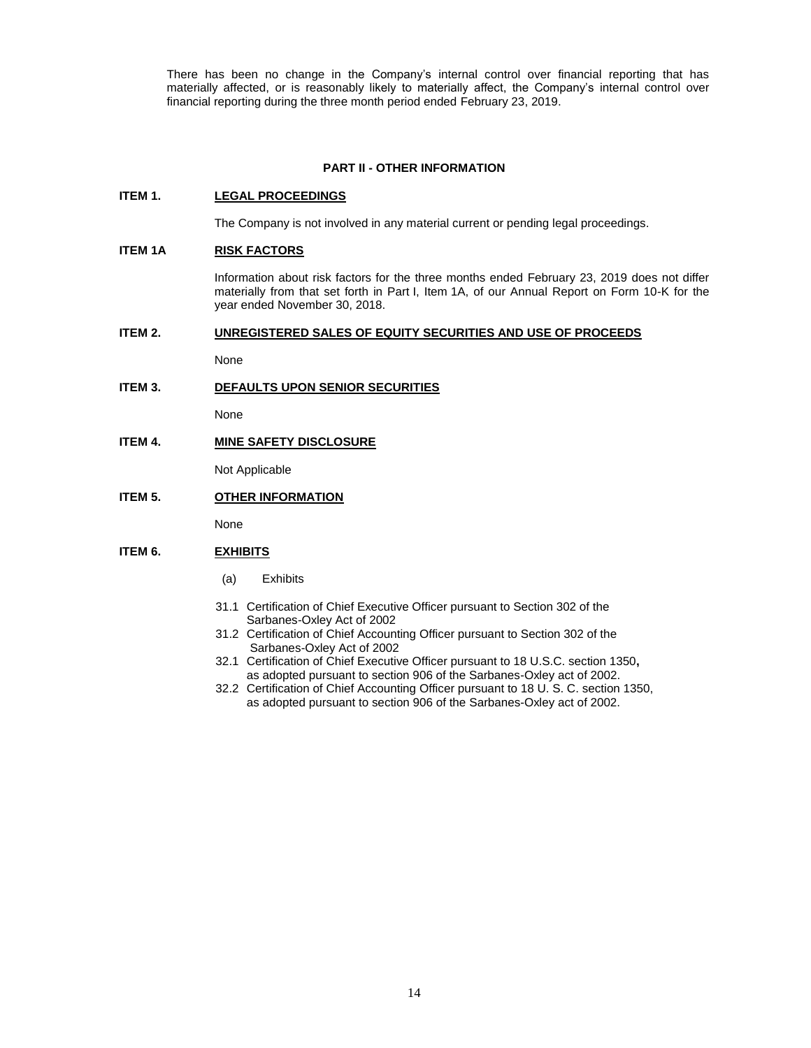There has been no change in the Company's internal control over financial reporting that has materially affected, or is reasonably likely to materially affect, the Company's internal control over financial reporting during the three month period ended February 23, 2019.

## PART II - OTHER INFORMATION

### ITEM 1. LEGAL PROCEEDINGS

The Company is not involved in any material current or pending legal proceedings.

### ITEM 1A RISK FACTORS

Information about risk factors for the three months ended February 23, 2019 does not differ materially from that set forth in Part I, Item 1A, of our Annual Report on Form 10-K for the year ended November 30, 2018.

### ITEM 2. UNREGISTERED SALES OF EQUITY SECURITIES AND USE OF PROCEEDS

None

### ITEM 3. DEFAULTS UPON SENIOR SECURITIES

None

### ITEM 4. MINE SAFETY DISCLOSURE

Not Applicable

### ITEM 5. OTHER INFORMATION

None

### ITEM 6. EXHIBITS

(a) Exhibits

- 31.1 Certification of Chief Executive Officer pursuant to Section 302 of the Sarbanes-Oxley Act of 2002
- 31.2 Certification of Chief Accounting Officer pursuant to Section 302 of the Sarbanes-Oxley Act of 2002
- 32.1 Certification of Chief Executive Officer pursuant to 18 U.S.C. section 1350, as adopted pursuant to section 906 of the Sarbanes-Oxley act of 2002.
- 32.2 Certification of Chief Accounting Officer pursuant to 18 U. S. C. section 1350, as adopted pursuant to section 906 of the Sarbanes-Oxley act of 2002.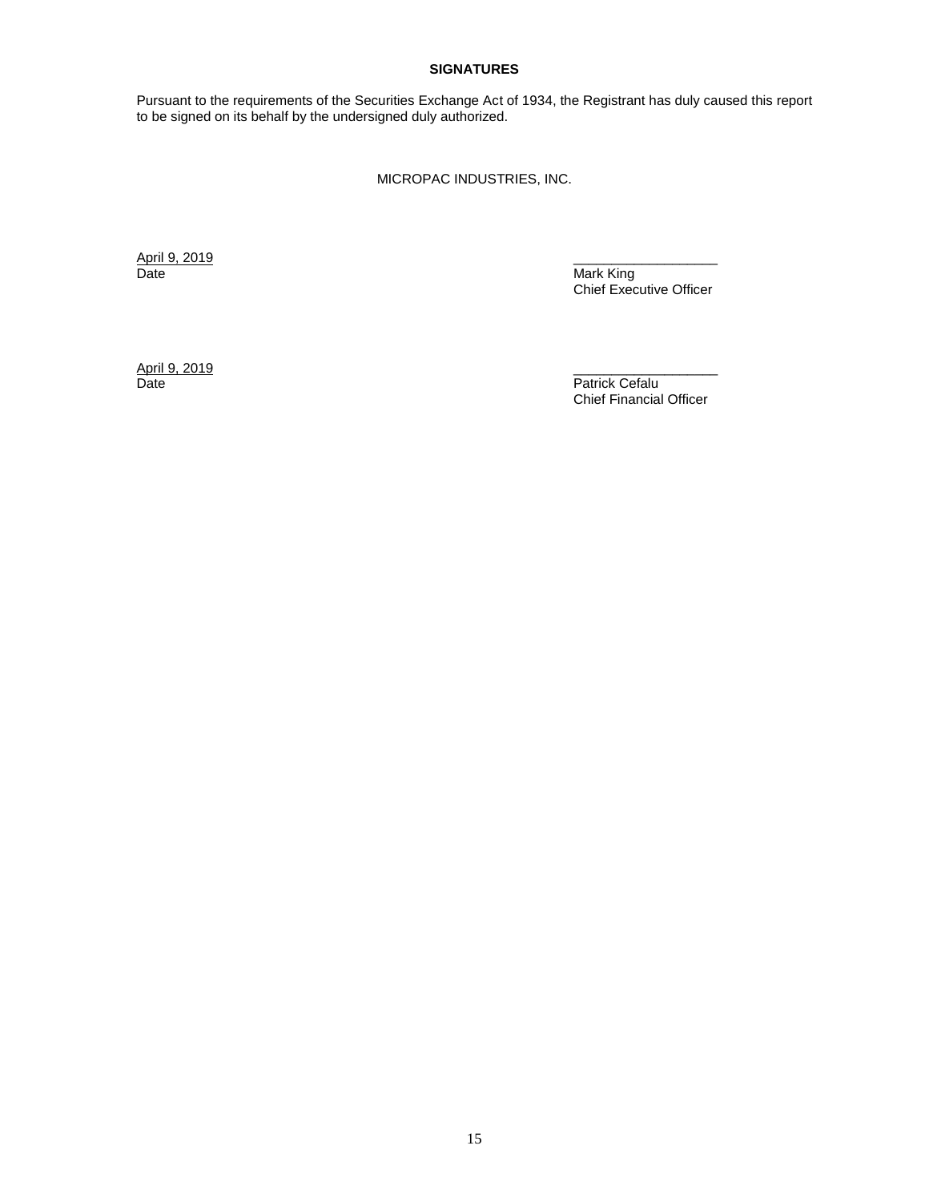**SIGNATURES**

Pursuant to the requirements of the Securities Exchange Act of 1934, the Registrant has duly caused this report to be signed on its behalf by the undersigned duly authorized.

MICROPAC INDUSTRIES, INC.

April 9, 2019
Date

\_\_\_\_\_\_\_\_\_\_\_\_\_\_\_\_\_\_\_
Mark King
Chief Executive Officer

April 9, 2019
Date

\_\_\_\_\_\_\_\_\_\_\_\_\_\_\_\_\_\_\_
Patrick Cefalu
Chief Financial Officer